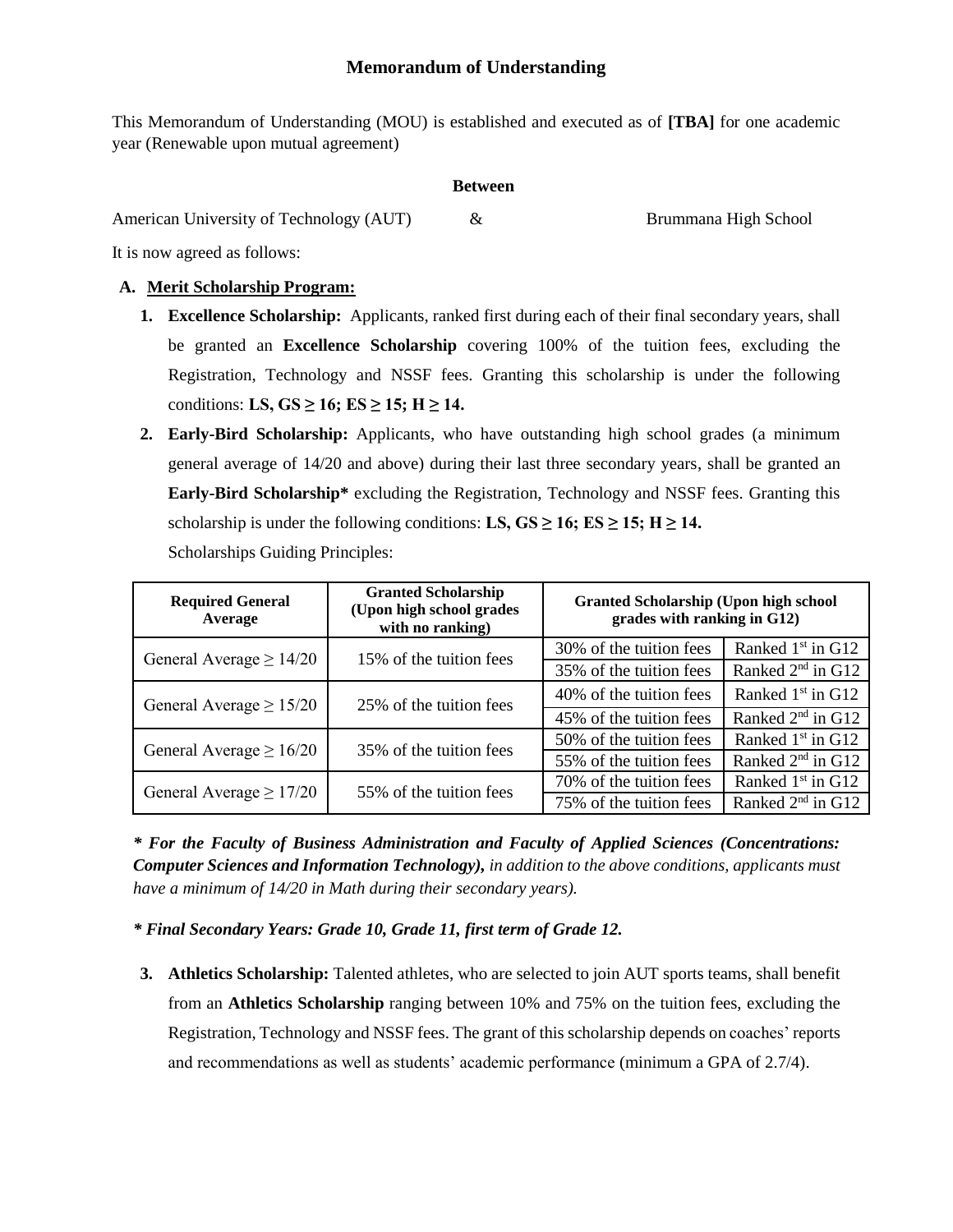# Memorandum of Understanding

This Memorandum of Understanding (MOU) is established and executed as of **[TBA]** for one academic year (Renewable upon mutual agreement)

**Between**

American University of Technology (AUT) & Brummana High School

It is now agreed as follows:

**A. Merit Scholarship Program:**

1. **Excellence Scholarship:** Applicants, ranked first during each of their final secondary years, shall be granted an **Excellence Scholarship** covering 100% of the tuition fees, excluding the Registration, Technology and NSSF fees. Granting this scholarship is under the following conditions: **LS, GS ≥ 16; ES ≥ 15; H ≥ 14.**

2. **Early-Bird Scholarship:** Applicants, who have outstanding high school grades (a minimum general average of 14/20 and above) during their last three secondary years, shall be granted an **Early-Bird Scholarship*** excluding the Registration, Technology and NSSF fees. Granting this scholarship is under the following conditions: **LS, GS ≥ 16; ES ≥ 15; H ≥ 14.**

   Scholarships Guiding Principles:

| Required General Average | Granted Scholarship (Upon high school grades with no ranking) | Granted Scholarship (Upon high school grades with ranking in G12) | |
|---|---|---|---|
| General Average ≥ 14/20 | 15% of the tuition fees | 30% of the tuition fees | Ranked 1st in G12 |
| | | 35% of the tuition fees | Ranked 2nd in G12 |
| General Average ≥ 15/20 | 25% of the tuition fees | 40% of the tuition fees | Ranked 1st in G12 |
| | | 45% of the tuition fees | Ranked 2nd in G12 |
| General Average ≥ 16/20 | 35% of the tuition fees | 50% of the tuition fees | Ranked 1st in G12 |
| | | 55% of the tuition fees | Ranked 2nd in G12 |
| General Average ≥ 17/20 | 55% of the tuition fees | 70% of the tuition fees | Ranked 1st in G12 |
| | | 75% of the tuition fees | Ranked 2nd in G12 |

***\* For the Faculty of Business Administration and Faculty of Applied Sciences (Concentrations: Computer Sciences and Information Technology),*** *in addition to the above conditions, applicants must have a minimum of 14/20 in Math during their secondary years).*

***\* Final Secondary Years: Grade 10, Grade 11, first term of Grade 12.***

3. **Athletics Scholarship:** Talented athletes, who are selected to join AUT sports teams, shall benefit from an **Athletics Scholarship** ranging between 10% and 75% on the tuition fees, excluding the Registration, Technology and NSSF fees. The grant of this scholarship depends on coaches' reports and recommendations as well as students' academic performance (minimum a GPA of 2.7/4).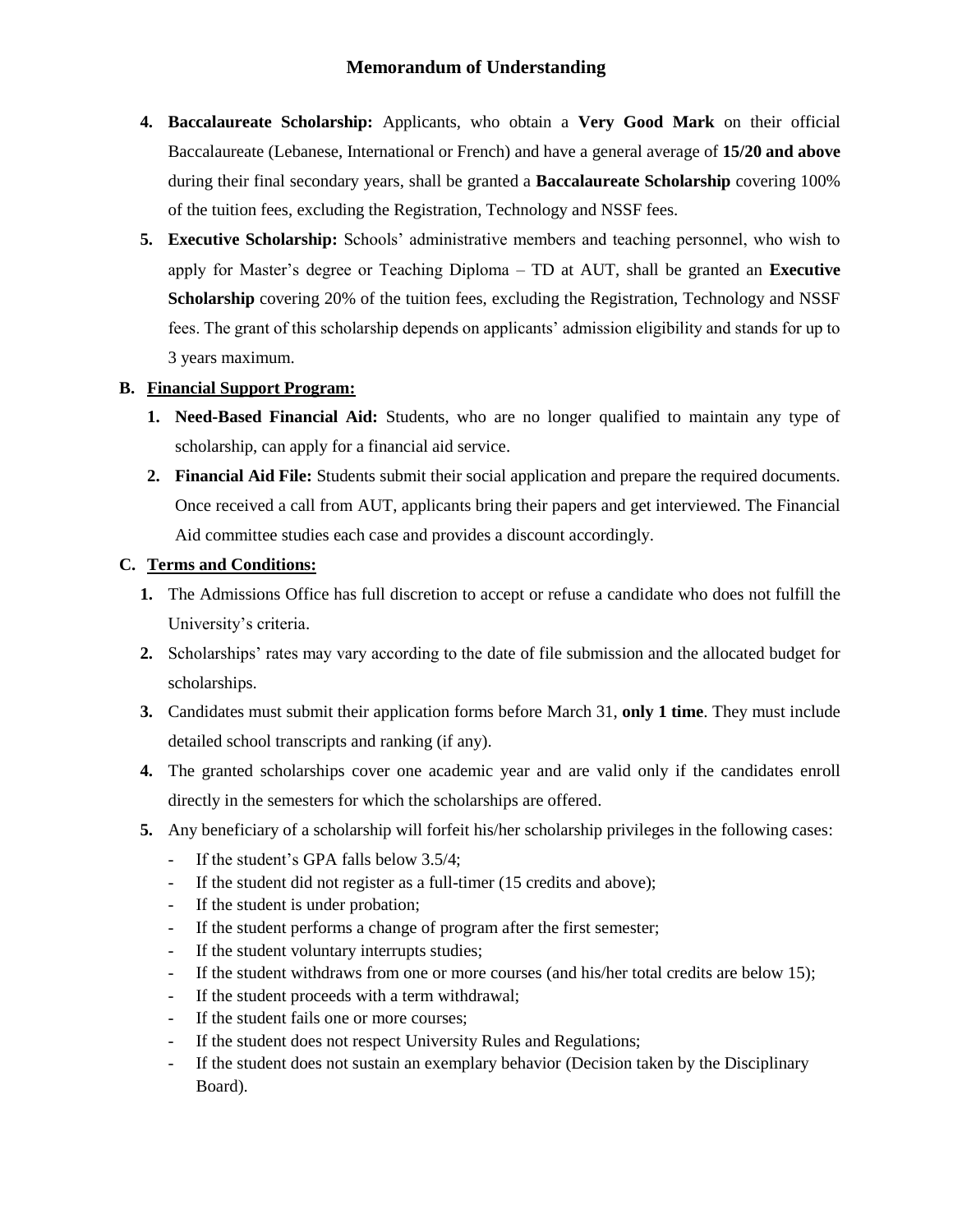4. **Baccalaureate Scholarship:** Applicants, who obtain a **Very Good Mark** on their official Baccalaureate (Lebanese, International or French) and have a general average of **15/20 and above** during their final secondary years, shall be granted a **Baccalaureate Scholarship** covering 100% of the tuition fees, excluding the Registration, Technology and NSSF fees.
5. **Executive Scholarship:** Schools' administrative members and teaching personnel, who wish to apply for Master's degree or Teaching Diploma – TD at AUT, shall be granted an **Executive Scholarship** covering 20% of the tuition fees, excluding the Registration, Technology and NSSF fees. The grant of this scholarship depends on applicants' admission eligibility and stands for up to 3 years maximum.

## B. Financial Support Program:

1. **Need-Based Financial Aid:** Students, who are no longer qualified to maintain any type of scholarship, can apply for a financial aid service.
2. **Financial Aid File:** Students submit their social application and prepare the required documents. Once received a call from AUT, applicants bring their papers and get interviewed. The Financial Aid committee studies each case and provides a discount accordingly.

## C. Terms and Conditions:

1. The Admissions Office has full discretion to accept or refuse a candidate who does not fulfill the University's criteria.
2. Scholarships' rates may vary according to the date of file submission and the allocated budget for scholarships.
3. Candidates must submit their application forms before March 31, **only 1 time**. They must include detailed school transcripts and ranking (if any).
4. The granted scholarships cover one academic year and are valid only if the candidates enroll directly in the semesters for which the scholarships are offered.
5. Any beneficiary of a scholarship will forfeit his/her scholarship privileges in the following cases:
   - If the student's GPA falls below 3.5/4;
   - If the student did not register as a full-timer (15 credits and above);
   - If the student is under probation;
   - If the student performs a change of program after the first semester;
   - If the student voluntary interrupts studies;
   - If the student withdraws from one or more courses (and his/her total credits are below 15);
   - If the student proceeds with a term withdrawal;
   - If the student fails one or more courses;
   - If the student does not respect University Rules and Regulations;
   - If the student does not sustain an exemplary behavior (Decision taken by the Disciplinary Board).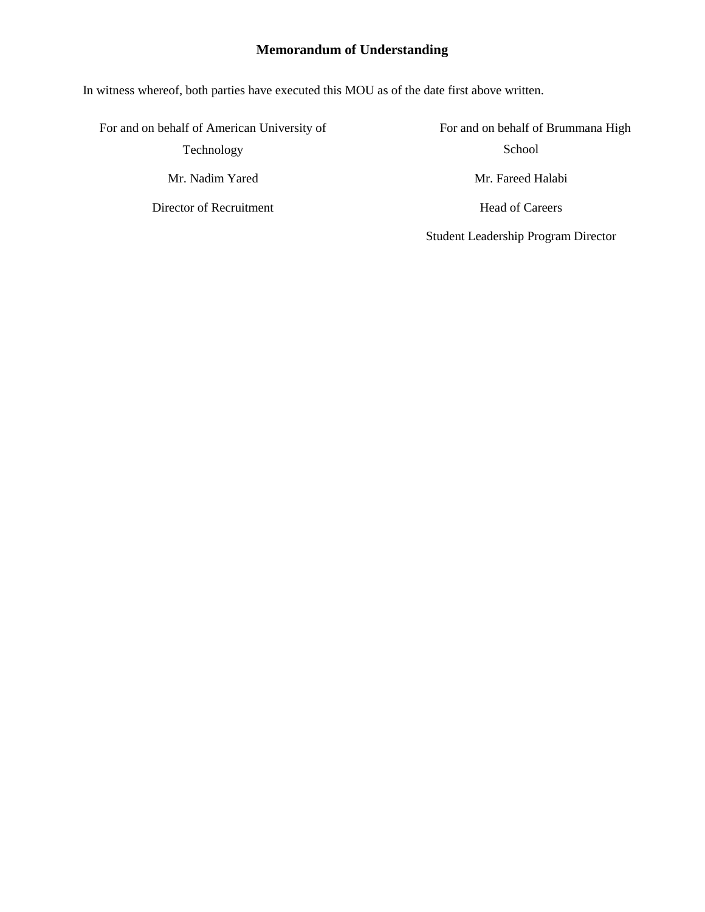**Memorandum of Understanding**

In witness whereof, both parties have executed this MOU as of the date first above written.

For and on behalf of American University of Technology

Mr. Nadim Yared

Director of Recruitment

For and on behalf of Brummana High School

Mr. Fareed Halabi

Head of Careers

Student Leadership Program Director